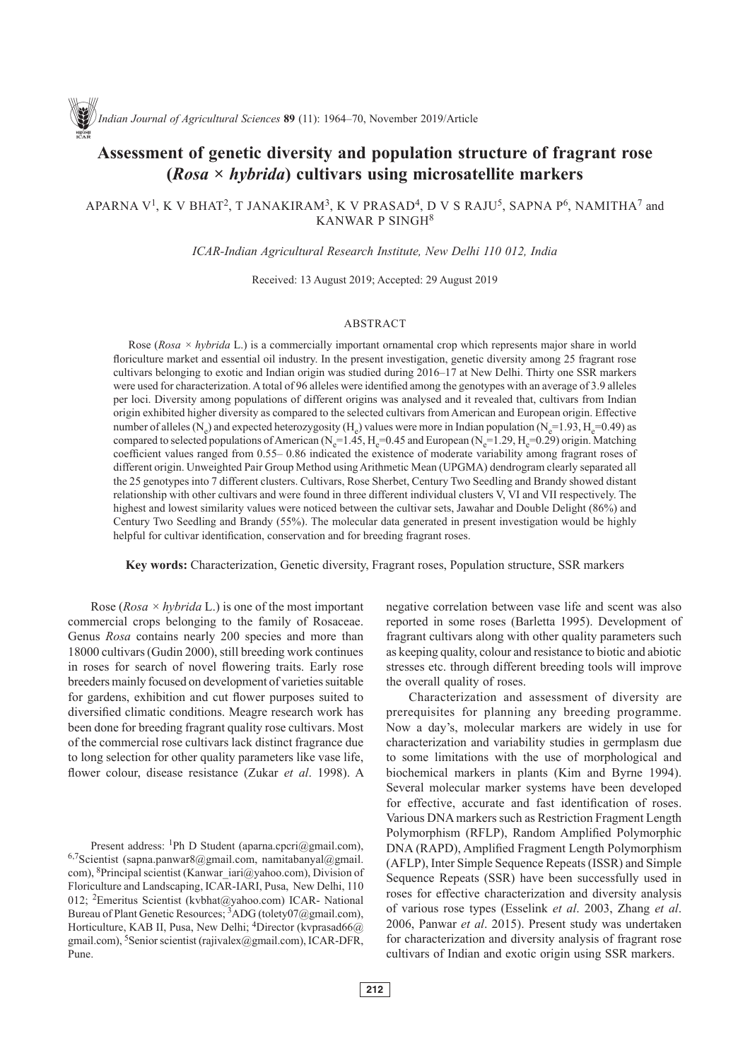# Assessment of genetic diversity and population structure of fragrant rose (*Rosa* × *hybrida*) cultivars using microsatellite markers

APARNA V[1], K V BHAT[2], T JANAKIRAM[3], K V PRASAD[4], D V S RAJU[5], SAPNA P[6], NAMITHA[7] and KANWAR P SINGH[8]

*ICAR-Indian Agricultural Research Institute, New Delhi 110 012, India*

Received: 13 August 2019; Accepted: 29 August 2019

## ABSTRACT

Rose (*Rosa × hybrida* L.) is a commercially important ornamental crop which represents major share in world floriculture market and essential oil industry. In the present investigation, genetic diversity among 25 fragrant rose cultivars belonging to exotic and Indian origin was studied during 2016–17 at New Delhi. Thirty one SSR markers were used for characterization. A total of 96 alleles were identified among the genotypes with an average of 3.9 alleles per loci. Diversity among populations of different origins was analysed and it revealed that, cultivars from Indian origin exhibited higher diversity as compared to the selected cultivars from American and European origin. Effective number of alleles ($N_e$) and expected heterozygosity ($H_e$) values were more in Indian population ($N_e$=1.93, $H_e$=0.49) as compared to selected populations of American ($N_e$=1.45, $H_e$=0.45 and European ($N_e$=1.29, $H_e$=0.29) origin. Matching coefficient values ranged from 0.55– 0.86 indicated the existence of moderate variability among fragrant roses of different origin. Unweighted Pair Group Method using Arithmetic Mean (UPGMA) dendrogram clearly separated all the 25 genotypes into 7 different clusters. Cultivars, Rose Sherbet, Century Two Seedling and Brandy showed distant relationship with other cultivars and were found in three different individual clusters V, VI and VII respectively. The highest and lowest similarity values were noticed between the cultivar sets, Jawahar and Double Delight (86%) and Century Two Seedling and Brandy (55%). The molecular data generated in present investigation would be highly helpful for cultivar identification, conservation and for breeding fragrant roses.

**Key words:** Characterization, Genetic diversity, Fragrant roses, Population structure, SSR markers

Rose (*Rosa × hybrida* L.) is one of the most important commercial crops belonging to the family of Rosaceae. Genus *Rosa* contains nearly 200 species and more than 18000 cultivars (Gudin 2000), still breeding work continues in roses for search of novel flowering traits. Early rose breeders mainly focused on development of varieties suitable for gardens, exhibition and cut flower purposes suited to diversified climatic conditions. Meagre research work has been done for breeding fragrant quality rose cultivars. Most of the commercial rose cultivars lack distinct fragrance due to long selection for other quality parameters like vase life, flower colour, disease resistance (Zukar *et al*. 1998). A negative correlation between vase life and scent was also reported in some roses (Barletta 1995). Development of fragrant cultivars along with other quality parameters such as keeping quality, colour and resistance to biotic and abiotic stresses etc. through different breeding tools will improve the overall quality of roses.

Characterization and assessment of diversity are prerequisites for planning any breeding programme. Now a day's, molecular markers are widely in use for characterization and variability studies in germplasm due to some limitations with the use of morphological and biochemical markers in plants (Kim and Byrne 1994). Several molecular marker systems have been developed for effective, accurate and fast identification of roses. Various DNA markers such as Restriction Fragment Length Polymorphism (RFLP), Random Amplified Polymorphic DNA (RAPD), Amplified Fragment Length Polymorphism (AFLP), Inter Simple Sequence Repeats (ISSR) and Simple Sequence Repeats (SSR) have been successfully used in roses for effective characterization and diversity analysis of various rose types (Esselink *et al*. 2003, Zhang *et al*. 2006, Panwar *et al*. 2015). Present study was undertaken for characterization and diversity analysis of fragrant rose cultivars of Indian and exotic origin using SSR markers.

Present address: [1]Ph D Student (aparna.cpcri@gmail.com), [6,7]Scientist (sapna.panwar8@gmail.com, namitabanyal@gmail.com), [8]Principal scientist (Kanwar_iari@yahoo.com), Division of Floriculture and Landscaping, ICAR-IARI, Pusa, New Delhi, 110 012; [2]Emeritus Scientist (kvbhat@yahoo.com) ICAR- National Bureau of Plant Genetic Resources; [3]ADG (toletу07@gmail.com), Horticulture, KAB II, Pusa, New Delhi; [4]Director (kvprasad66@gmail.com), [5]Senior scientist (rajivalex@gmail.com), ICAR-DFR, Pune.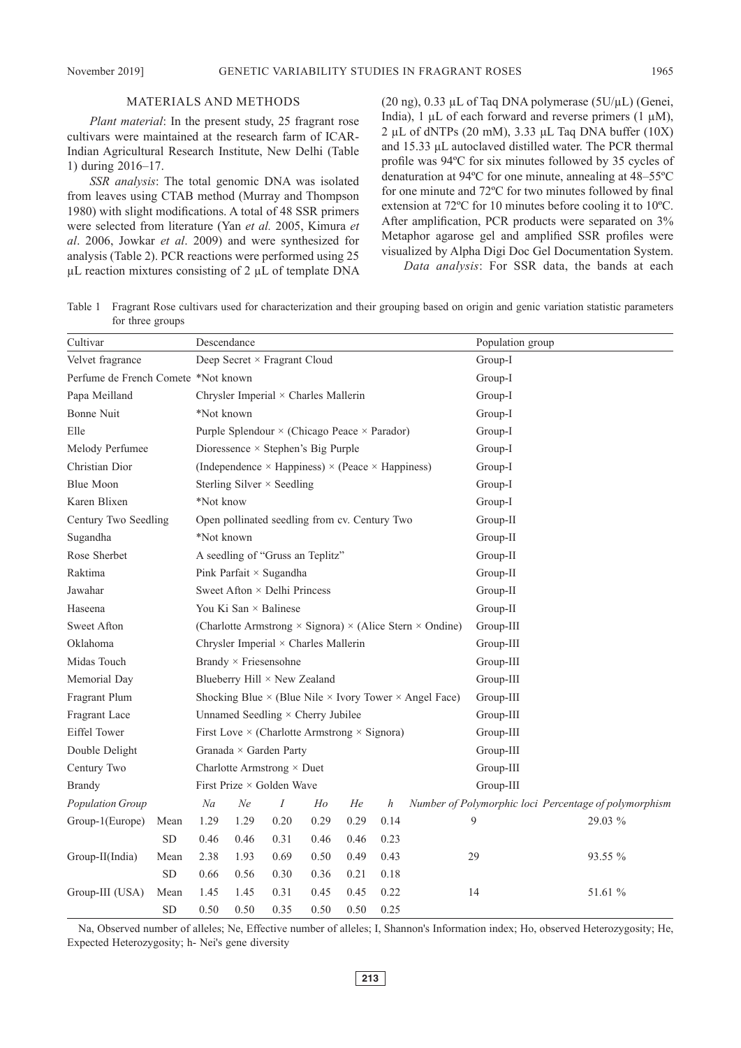## MATERIALS AND METHODS

*Plant material*: In the present study, 25 fragrant rose cultivars were maintained at the research farm of ICAR-Indian Agricultural Research Institute, New Delhi (Table 1) during 2016–17.

*SSR analysis*: The total genomic DNA was isolated from leaves using CTAB method (Murray and Thompson 1980) with slight modifications. A total of 48 SSR primers were selected from literature (Yan *et al.* 2005, Kimura *et al*. 2006, Jowkar *et al*. 2009) and were synthesized for analysis (Table 2). PCR reactions were performed using 25 µL reaction mixtures consisting of 2 µL of template DNA (20 ng), 0.33 µL of Taq DNA polymerase (5U/µL) (Genei, India), 1 µL of each forward and reverse primers (1 µM), 2 µL of dNTPs (20 mM), 3.33 µL Taq DNA buffer (10X) and 15.33 µL autoclaved distilled water. The PCR thermal profile was 94ºC for six minutes followed by 35 cycles of denaturation at 94ºC for one minute, annealing at 48–55ºC for one minute and 72ºC for two minutes followed by final extension at 72ºC for 10 minutes before cooling it to 10ºC. After amplification, PCR products were separated on 3% Metaphor agarose gel and amplified SSR profiles were visualized by Alpha Digi Doc Gel Documentation System.

*Data analysis*: For SSR data, the bands at each

Table 1 Fragrant Rose cultivars used for characterization and their grouping based on origin and genic variation statistic parameters for three groups

| Cultivar | Descendance | Population group |
|---|---|---|
| Velvet fragrance | Deep Secret × Fragrant Cloud | Group-I |
| Perfume de French Comete | *Not known | Group-I |
| Papa Meilland | Chrysler Imperial × Charles Mallerin | Group-I |
| Bonne Nuit | *Not known | Group-I |
| Elle | Purple Splendour × (Chicago Peace × Parador) | Group-I |
| Melody Perfumee | Dioressence × Stephen's Big Purple | Group-I |
| Christian Dior | (Independence × Happiness) × (Peace × Happiness) | Group-I |
| Blue Moon | Sterling Silver × Seedling | Group-I |
| Karen Blixen | *Not know | Group-I |
| Century Two Seedling | Open pollinated seedling from cv. Century Two | Group-II |
| Sugandha | *Not known | Group-II |
| Rose Sherbet | A seedling of "Gruss an Teplitz" | Group-II |
| Raktima | Pink Parfait × Sugandha | Group-II |
| Jawahar | Sweet Afton × Delhi Princess | Group-II |
| Haseena | You Ki San × Balinese | Group-II |
| Sweet Afton | (Charlotte Armstrong × Signora) × (Alice Stern × Ondine) | Group-III |
| Oklahoma | Chrysler Imperial × Charles Mallerin | Group-III |
| Midas Touch | Brandy × Friesensohne | Group-III |
| Memorial Day | Blueberry Hill × New Zealand | Group-III |
| Fragrant Plum | Shocking Blue × (Blue Nile × Ivory Tower × Angel Face) | Group-III |
| Fragrant Lace | Unnamed Seedling × Cherry Jubilee | Group-III |
| Eiffel Tower | First Love × (Charlotte Armstrong × Signora) | Group-III |
| Double Delight | Granada × Garden Party | Group-III |
| Century Two | Charlotte Armstrong × Duet | Group-III |
| Brandy | First Prize × Golden Wave | Group-III |

| *Population Group* | | *Na* | *Ne* | *I* | *Ho* | *He* | *h* | *Number of Polymorphic loci* | *Percentage of polymorphism* |
|---|---|---|---|---|---|---|---|---|---|
| Group-1(Europe) | Mean | 1.29 | 1.29 | 0.20 | 0.29 | 0.29 | 0.14 | 9 | 29.03 % |
| | SD | 0.46 | 0.46 | 0.31 | 0.46 | 0.46 | 0.23 | | |
| Group-II(India) | Mean | 2.38 | 1.93 | 0.69 | 0.50 | 0.49 | 0.43 | 29 | 93.55 % |
| | SD | 0.66 | 0.56 | 0.30 | 0.36 | 0.21 | 0.18 | | |
| Group-III (USA) | Mean | 1.45 | 1.45 | 0.31 | 0.45 | 0.45 | 0.22 | 14 | 51.61 % |
| | SD | 0.50 | 0.50 | 0.35 | 0.50 | 0.50 | 0.25 | | |

Na, Observed number of alleles; Ne, Effective number of alleles; I, Shannon's Information index; Ho, observed Heterozygosity; He, Expected Heterozygosity; h- Nei's gene diversity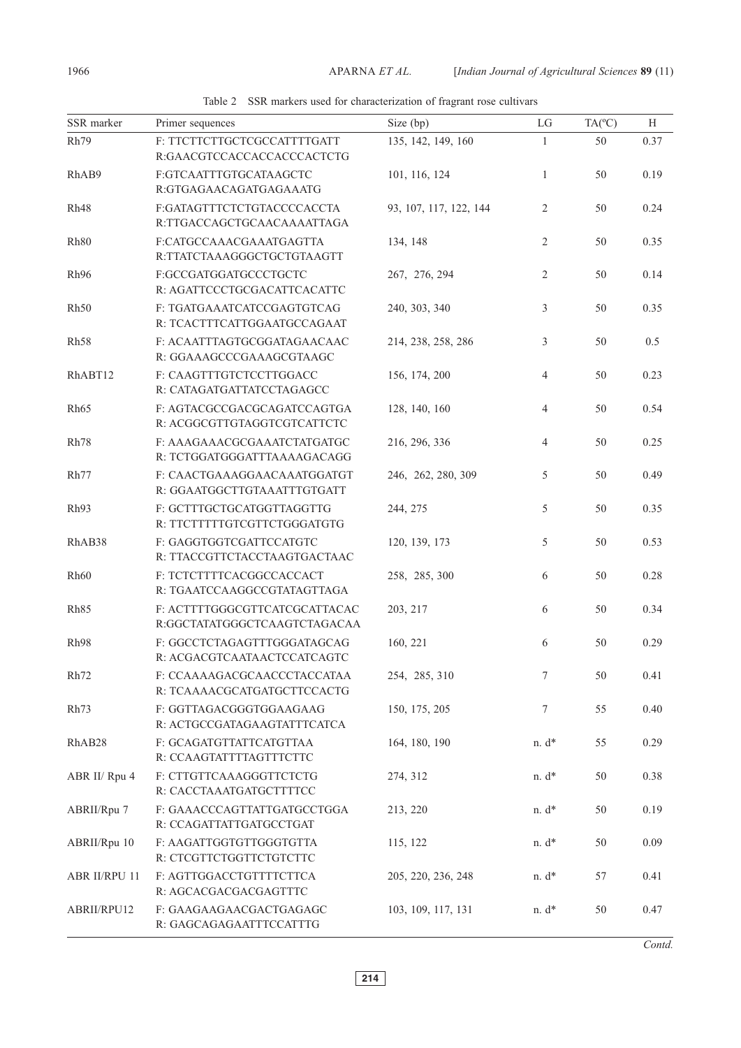Table 2 SSR markers used for characterization of fragrant rose cultivars

| SSR marker | Primer sequences | Size (bp) | LG | TA(ºC) | H |
|---|---|---|---|---|---|
| Rh79 | F: TTCTTCTTGCTCGCCATTTTGATT<br>R:GAACGTCCACCACCACCCACTCTG | 135, 142, 149, 160 | 1 | 50 | 0.37 |
| RhAB9 | F:GTCAATTTGTGCATAAGCTC<br>R:GTGAGAACAGATGAGAAATG | 101, 116, 124 | 1 | 50 | 0.19 |
| Rh48 | F:GATAGTTTCTCTGTACCCCACCTA<br>R:TTGACCAGCTGCAACAAAATTAGA | 93, 107, 117, 122, 144 | 2 | 50 | 0.24 |
| Rh80 | F:CATGCCAAACGAAATGAGTTA<br>R:TTATCTAAAGGGCTGCTGTAAGTT | 134, 148 | 2 | 50 | 0.35 |
| Rh96 | F:GCCGATGGATGCCCTGCTC<br>R: AGATTCCCTGCGACATTCACATTC | 267, 276, 294 | 2 | 50 | 0.14 |
| Rh50 | F: TGATGAAATCATCCGAGTGTCAG<br>R: TCACTTTCATTGGAATGCCAGAAT | 240, 303, 340 | 3 | 50 | 0.35 |
| Rh58 | F: ACAATTTAGTGCGGATAGAACAAC<br>R: GGAAAGCCCGAAAGCGTAAGC | 214, 238, 258, 286 | 3 | 50 | 0.5 |
| RhABT12 | F: CAAGTTTGTCTCCTTGGACC<br>R: CATAGATGATTATCCTAGAGCC | 156, 174, 200 | 4 | 50 | 0.23 |
| Rh65 | F: AGTACGCCGACGCAGATCCAGTGA<br>R: ACGGCGTTGTAGGTCGTCATTCTC | 128, 140, 160 | 4 | 50 | 0.54 |
| Rh78 | F: AAAGAAACGCGAAATCTATGATGC<br>R: TCTGGATGGGATTTAAAAGACAGG | 216, 296, 336 | 4 | 50 | 0.25 |
| Rh77 | F: CAACTGAAAGGAACAAATGGATGT<br>R: GGAATGGCTTGTAAATTTGTGATT | 246, 262, 280, 309 | 5 | 50 | 0.49 |
| Rh93 | F: GCTTTGCTGCATGGTTAGGTTG<br>R: TTCTTTTTGTCGTTCTGGGATGTG | 244, 275 | 5 | 50 | 0.35 |
| RhAB38 | F: GAGGTGGTCGATTCCATGTC<br>R: TTACCGTTCTACCTAAGTGACTAAC | 120, 139, 173 | 5 | 50 | 0.53 |
| Rh60 | F: TCTCTTTTCACGGCCACCACT<br>R: TGAATCCAAGGCCGTATAGTTAGA | 258, 285, 300 | 6 | 50 | 0.28 |
| Rh85 | F: ACTTTTGGGCGTTCATCGCATTACAC<br>R:GGCTATATGGGCTCAAGTCTAGACAA | 203, 217 | 6 | 50 | 0.34 |
| Rh98 | F: GGCCTCTAGAGTTTGGGATAGCAG<br>R: ACGACGTCAATAACTCCATCAGTC | 160, 221 | 6 | 50 | 0.29 |
| Rh72 | F: CCAAAAGACGCAACCCTACCATAA<br>R: TCAAAACGCATGATGCTTCCACTG | 254, 285, 310 | 7 | 50 | 0.41 |
| Rh73 | F: GGTTAGACGGGTGGAAGAAG<br>R: ACTGCCGATAGAAGTATTTCATCA | 150, 175, 205 | 7 | 55 | 0.40 |
| RhAB28 | F: GCAGATGTTATTCATGTTAA<br>R: CCAAGTATTTTAGTTTCTTC | 164, 180, 190 | n. d* | 55 | 0.29 |
| ABR II/ Rpu 4 | F: CTTGTTCAAAGGGTTCTCTG<br>R: CACCTAAATGATGCTTTTCC | 274, 312 | n. d* | 50 | 0.38 |
| ABRII/Rpu 7 | F: GAAACCCAGTTATTGATGCCTGGA<br>R: CCAGATTATTGATGCCTGAT | 213, 220 | n. d* | 50 | 0.19 |
| ABRII/Rpu 10 | F: AAGATTGGTGTTGGGTGTTA<br>R: CTCGTTCTGGTTCTGTCTTC | 115, 122 | n. d* | 50 | 0.09 |
| ABR II/RPU 11 | F: AGTTGGACCTGTTTTCTTCA<br>R: AGCACGACGACGAGTTTC | 205, 220, 236, 248 | n. d* | 57 | 0.41 |
| ABRII/RPU12 | F: GAAGAAGAACGACTGAGAGC<br>R: GAGCAGAGAATTTCCATTTG | 103, 109, 117, 131 | n. d* | 50 | 0.47 |

*Contd.*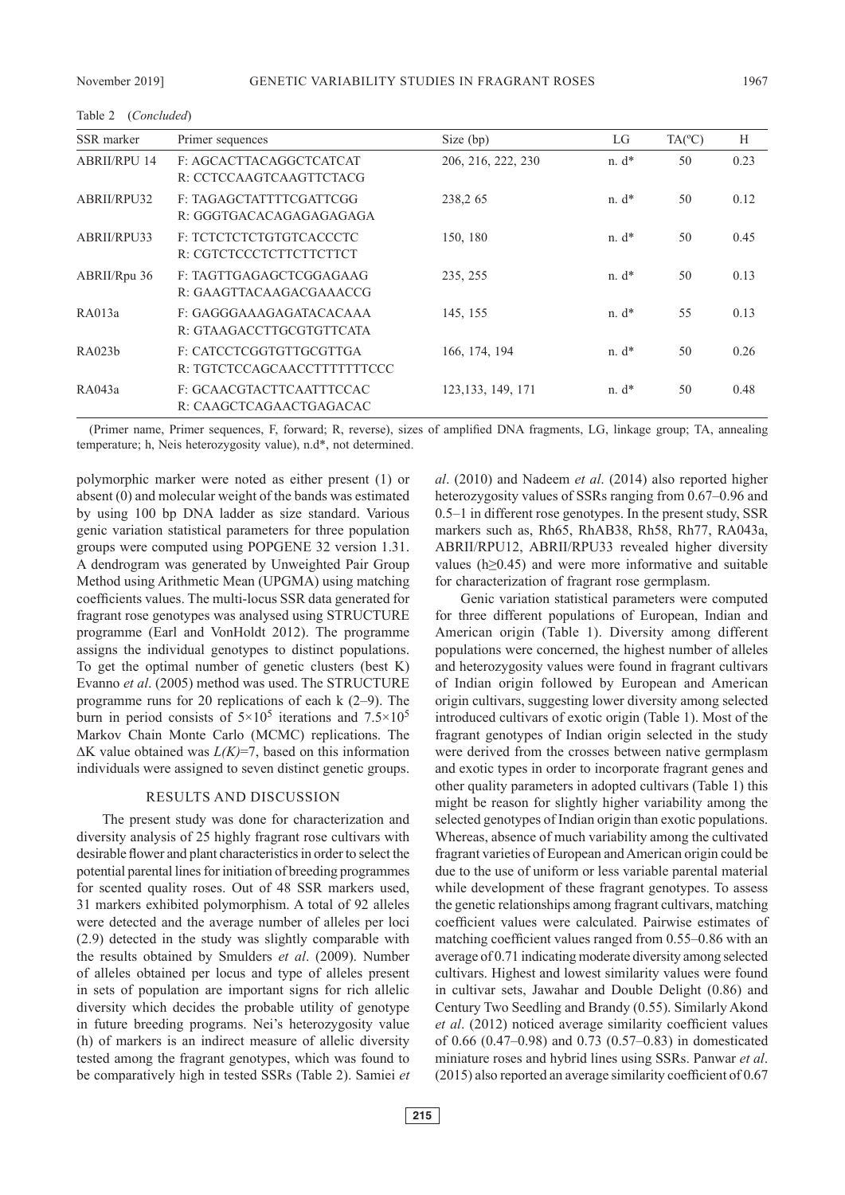Table 2 (*Concluded*)

| SSR marker | Primer sequences | Size (bp) | LG | TA(ºC) | H |
|---|---|---|---|---|---|
| ABRII/RPU 14 | F: AGCACTTACAGGCTCATCAT<br>R: CCTCCAAGTCAAGTTCTACG | 206, 216, 222, 230 | n. d* | 50 | 0.23 |
| ABRII/RPU32 | F: TAGAGCTATTTTCGATTCGG<br>R: GGGTGACACAGAGAGAGAGA | 238,2 65 | n. d* | 50 | 0.12 |
| ABRII/RPU33 | F: TCTCTCTCTGTGTCACCCTC<br>R: CGTCTCCCTCTTCTTCTTCT | 150, 180 | n. d* | 50 | 0.45 |
| ABRII/Rpu 36 | F: TAGTTGAGAGCTCGGAGAAG<br>R: GAAGTTACAAGACGAAACCG | 235, 255 | n. d* | 50 | 0.13 |
| RA013a | F: GAGGGAAAGAGATACACAAA<br>R: GTAAGACCTTGCGTGTTCATA | 145, 155 | n. d* | 55 | 0.13 |
| RA023b | F: CATCCTCGGTGTTGCGTTGA<br>R: TGTCTCCAGCAACCTTTTTTTCCC | 166, 174, 194 | n. d* | 50 | 0.26 |
| RA043a | F: GCAACGTACTTCAATTTCCAC<br>R: CAAGCTCAGAACTGAGACAC | 123,133, 149, 171 | n. d* | 50 | 0.48 |

(Primer name, Primer sequences, F, forward; R, reverse), sizes of amplified DNA fragments, LG, linkage group; TA, annealing temperature; h, Neis heterozygosity value), n.d*, not determined.

polymorphic marker were noted as either present (1) or absent (0) and molecular weight of the bands was estimated by using 100 bp DNA ladder as size standard. Various genic variation statistical parameters for three population groups were computed using POPGENE 32 version 1.31. A dendrogram was generated by Unweighted Pair Group Method using Arithmetic Mean (UPGMA) using matching coefficients values. The multi-locus SSR data generated for fragrant rose genotypes was analysed using STRUCTURE programme (Earl and VonHoldt 2012). The programme assigns the individual genotypes to distinct populations. To get the optimal number of genetic clusters (best K) Evanno *et al*. (2005) method was used. The STRUCTURE programme runs for 20 replications of each k (2–9). The burn in period consists of $5\times10^5$ iterations and $7.5\times10^5$ Markov Chain Monte Carlo (MCMC) replications. The ΔK value obtained was $L(K)$=7, based on this information individuals were assigned to seven distinct genetic groups.

## RESULTS AND DISCUSSION

The present study was done for characterization and diversity analysis of 25 highly fragrant rose cultivars with desirable flower and plant characteristics in order to select the potential parental lines for initiation of breeding programmes for scented quality roses. Out of 48 SSR markers used, 31 markers exhibited polymorphism. A total of 92 alleles were detected and the average number of alleles per loci (2.9) detected in the study was slightly comparable with the results obtained by Smulders *et al*. (2009). Number of alleles obtained per locus and type of alleles present in sets of population are important signs for rich allelic diversity which decides the probable utility of genotype in future breeding programs. Nei's heterozygosity value (h) of markers is an indirect measure of allelic diversity tested among the fragrant genotypes, which was found to be comparatively high in tested SSRs (Table 2). Samiei *et al*. (2010) and Nadeem *et al*. (2014) also reported higher heterozygosity values of SSRs ranging from 0.67–0.96 and 0.5–1 in different rose genotypes. In the present study, SSR markers such as, Rh65, RhAB38, Rh58, Rh77, RA043a, ABRII/RPU12, ABRII/RPU33 revealed higher diversity values (h≥0.45) and were more informative and suitable for characterization of fragrant rose germplasm.

Genic variation statistical parameters were computed for three different populations of European, Indian and American origin (Table 1). Diversity among different populations were concerned, the highest number of alleles and heterozygosity values were found in fragrant cultivars of Indian origin followed by European and American origin cultivars, suggesting lower diversity among selected introduced cultivars of exotic origin (Table 1). Most of the fragrant genotypes of Indian origin selected in the study were derived from the crosses between native germplasm and exotic types in order to incorporate fragrant genes and other quality parameters in adopted cultivars (Table 1) this might be reason for slightly higher variability among the selected genotypes of Indian origin than exotic populations. Whereas, absence of much variability among the cultivated fragrant varieties of European and American origin could be due to the use of uniform or less variable parental material while development of these fragrant genotypes. To assess the genetic relationships among fragrant cultivars, matching coefficient values were calculated. Pairwise estimates of matching coefficient values ranged from 0.55–0.86 with an average of 0.71 indicating moderate diversity among selected cultivars. Highest and lowest similarity values were found in cultivar sets, Jawahar and Double Delight (0.86) and Century Two Seedling and Brandy (0.55). Similarly Akond *et al*. (2012) noticed average similarity coefficient values of 0.66 (0.47–0.98) and 0.73 (0.57–0.83) in domesticated miniature roses and hybrid lines using SSRs. Panwar *et al*. (2015) also reported an average similarity coefficient of 0.67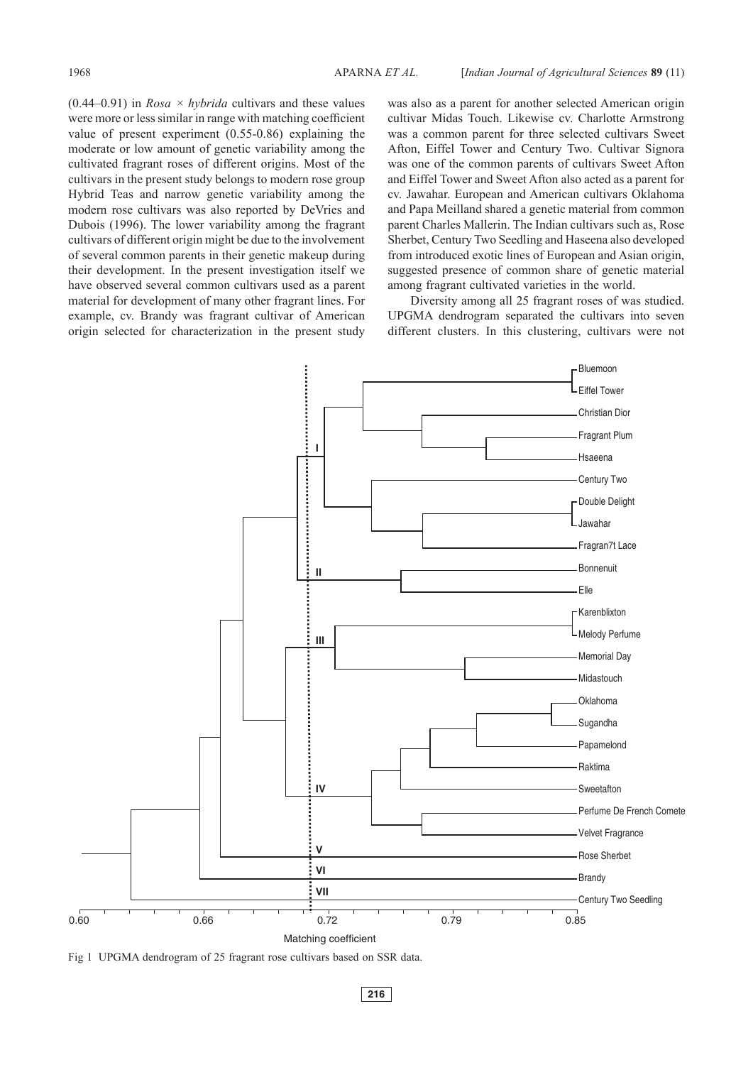(0.44–0.91) in *Rosa × hybrida* cultivars and these values were more or less similar in range with matching coefficient value of present experiment (0.55-0.86) explaining the moderate or low amount of genetic variability among the cultivated fragrant roses of different origins. Most of the cultivars in the present study belongs to modern rose group Hybrid Teas and narrow genetic variability among the modern rose cultivars was also reported by DeVries and Dubois (1996). The lower variability among the fragrant cultivars of different origin might be due to the involvement of several common parents in their genetic makeup during their development. In the present investigation itself we have observed several common cultivars used as a parent material for development of many other fragrant lines. For example, cv. Brandy was fragrant cultivar of American origin selected for characterization in the present study was also as a parent for another selected American origin cultivar Midas Touch. Likewise cv. Charlotte Armstrong was a common parent for three selected cultivars Sweet Afton, Eiffel Tower and Century Two. Cultivar Signora was one of the common parents of cultivars Sweet Afton and Eiffel Tower and Sweet Afton also acted as a parent for cv. Jawahar. European and American cultivars Oklahoma and Papa Meilland shared a genetic material from common parent Charles Mallerin. The Indian cultivars such as, Rose Sherbet, Century Two Seedling and Haseena also developed from introduced exotic lines of European and Asian origin, suggested presence of common share of genetic material among fragrant cultivated varieties in the world.

Diversity among all 25 fragrant roses of was studied. UPGMA dendrogram separated the cultivars into seven different clusters. In this clustering, cultivars were not

Fig 1 UPGMA dendrogram of 25 fragrant rose cultivars based on SSR data.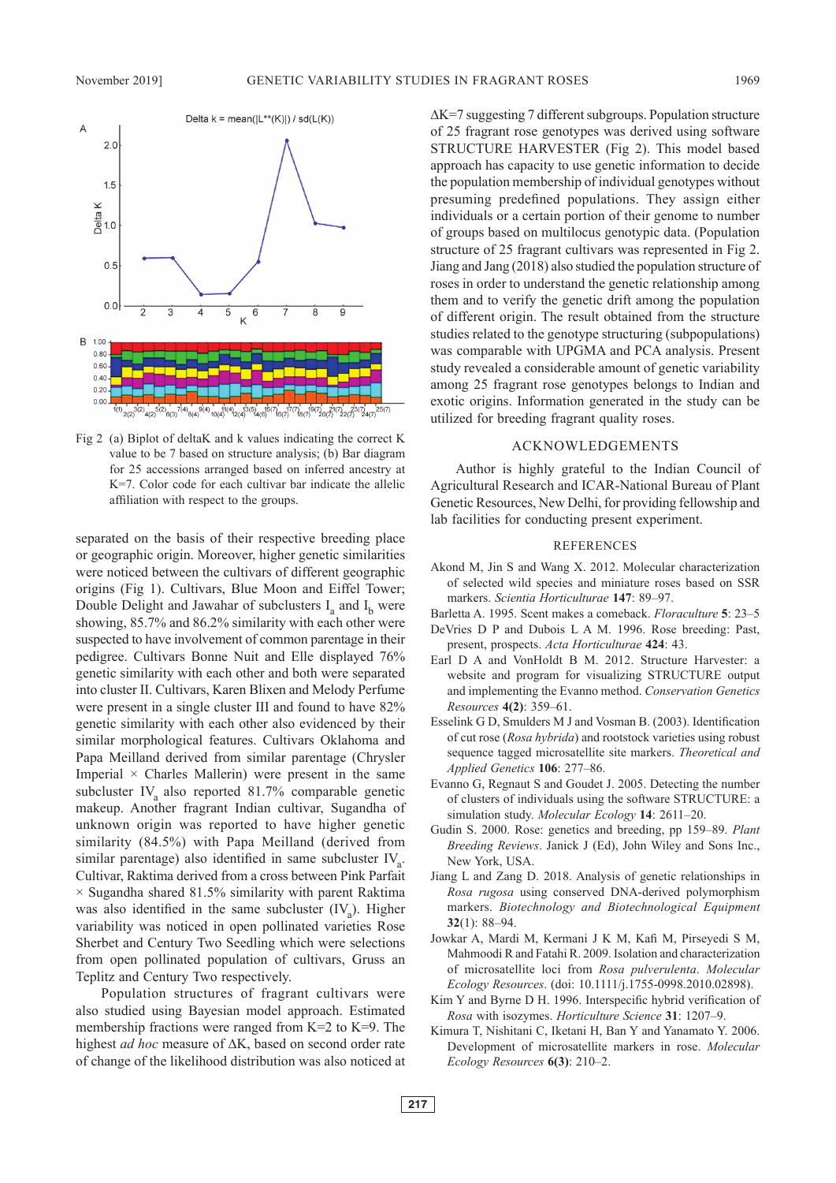Fig 2 (a) Biplot of deltaK and k values indicating the correct K value to be 7 based on structure analysis; (b) Bar diagram for 25 accessions arranged based on inferred ancestry at K=7. Color code for each cultivar bar indicate the allelic affiliation with respect to the groups.

separated on the basis of their respective breeding place or geographic origin. Moreover, higher genetic similarities were noticed between the cultivars of different geographic origins (Fig 1). Cultivars, Blue Moon and Eiffel Tower; Double Delight and Jawahar of subclusters $I_a$ and $I_b$ were showing, 85.7% and 86.2% similarity with each other were suspected to have involvement of common parentage in their pedigree. Cultivars Bonne Nuit and Elle displayed 76% genetic similarity with each other and both were separated into cluster II. Cultivars, Karen Blixen and Melody Perfume were present in a single cluster III and found to have 82% genetic similarity with each other also evidenced by their similar morphological features. Cultivars Oklahoma and Papa Meilland derived from similar parentage (Chrysler Imperial × Charles Mallerin) were present in the same subcluster $IV_a$ also reported 81.7% comparable genetic makeup. Another fragrant Indian cultivar, Sugandha of unknown origin was reported to have higher genetic similarity (84.5%) with Papa Meilland (derived from similar parentage) also identified in same subcluster $IV_a$. Cultivar, Raktima derived from a cross between Pink Parfait × Sugandha shared 81.5% similarity with parent Raktima was also identified in the same subcluster ($IV_a$). Higher variability was noticed in open pollinated varieties Rose Sherbet and Century Two Seedling which were selections from open pollinated population of cultivars, Gruss an Teplitz and Century Two respectively.

Population structures of fragrant cultivars were also studied using Bayesian model approach. Estimated membership fractions were ranged from K=2 to K=9. The highest *ad hoc* measure of ΔK, based on second order rate of change of the likelihood distribution was also noticed at ΔK=7 suggesting 7 different subgroups. Population structure of 25 fragrant rose genotypes was derived using software STRUCTURE HARVESTER (Fig 2). This model based approach has capacity to use genetic information to decide the population membership of individual genotypes without presuming predefined populations. They assign either individuals or a certain portion of their genome to number of groups based on multilocus genotypic data. (Population structure of 25 fragrant cultivars was represented in Fig 2. Jiang and Jang (2018) also studied the population structure of roses in order to understand the genetic relationship among them and to verify the genetic drift among the population of different origin. The result obtained from the structure studies related to the genotype structuring (subpopulations) was comparable with UPGMA and PCA analysis. Present study revealed a considerable amount of genetic variability among 25 fragrant rose genotypes belongs to Indian and exotic origins. Information generated in the study can be utilized for breeding fragrant quality roses.

## ACKNOWLEDGEMENTS

Author is highly grateful to the Indian Council of Agricultural Research and ICAR-National Bureau of Plant Genetic Resources, New Delhi, for providing fellowship and lab facilities for conducting present experiment.

## REFERENCES

Akond M, Jin S and Wang X. 2012. Molecular characterization of selected wild species and miniature roses based on SSR markers. *Scientia Horticulturae* **147**: 89–97.

Barletta A. 1995. Scent makes a comeback. *Floraculture* **5**: 23–5

DeVries D P and Dubois L A M. 1996. Rose breeding: Past, present, prospects. *Acta Horticulturae* **424**: 43.

Earl D A and VonHoldt B M. 2012. Structure Harvester: a website and program for visualizing STRUCTURE output and implementing the Evanno method. *Conservation Genetics Resources* **4(2)**: 359–61.

Esselink G D, Smulders M J and Vosman B. (2003). Identification of cut rose (*Rosa hybrida*) and rootstock varieties using robust sequence tagged microsatellite site markers. *Theoretical and Applied Genetics* **106**: 277–86.

Evanno G, Regnaut S and Goudet J. 2005. Detecting the number of clusters of individuals using the software STRUCTURE: a simulation study. *Molecular Ecology* **14**: 2611–20.

Gudin S. 2000. Rose: genetics and breeding, pp 159–89. *Plant Breeding Reviews*. Janick J (Ed), John Wiley and Sons Inc., New York, USA.

Jiang L and Zang D. 2018. Analysis of genetic relationships in *Rosa rugosa* using conserved DNA-derived polymorphism markers. *Biotechnology and Biotechnological Equipment* **32**(1): 88–94.

Jowkar A, Mardi M, Kermani J K M, Kafi M, Pirseyedi S M, Mahmoodi R and Fatahi R. 2009. Isolation and characterization of microsatellite loci from *Rosa pulverulenta*. *Molecular Ecology Resources*. (doi: 10.1111/j.1755-0998.2010.02898).

Kim Y and Byrne D H. 1996. Interspecific hybrid verification of *Rosa* with isozymes. *Horticulture Science* **31**: 1207–9.

Kimura T, Nishitani C, Iketani H, Ban Y and Yanamato Y. 2006. Development of microsatellite markers in rose. *Molecular Ecology Resources* **6(3)**: 210–2.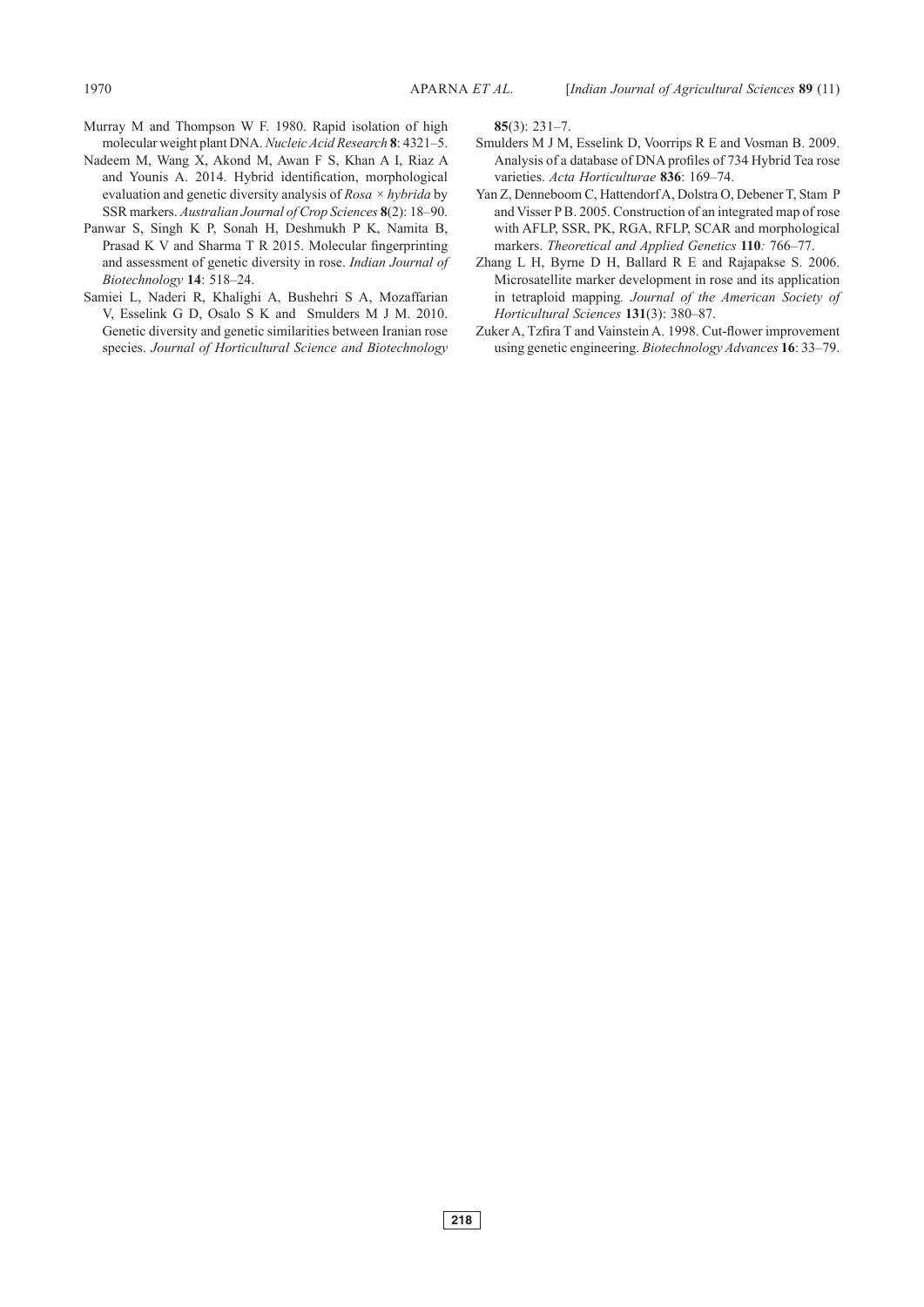Murray M and Thompson W F. 1980. Rapid isolation of high molecular weight plant DNA. *Nucleic Acid Research* **8**: 4321–5.

Nadeem M, Wang X, Akond M, Awan F S, Khan A I, Riaz A and Younis A. 2014. Hybrid identification, morphological evaluation and genetic diversity analysis of *Rosa × hybrida* by SSR markers. *Australian Journal of Crop Sciences* **8**(2): 18–90.

Panwar S, Singh K P, Sonah H, Deshmukh P K, Namita B, Prasad K V and Sharma T R 2015. Molecular fingerprinting and assessment of genetic diversity in rose. *Indian Journal of Biotechnology* **14**: 518–24.

Samiei L, Naderi R, Khalighi A, Bushehri S A, Mozaffarian V, Esselink G D, Osalo S K and Smulders M J M. 2010. Genetic diversity and genetic similarities between Iranian rose species. *Journal of Horticultural Science and Biotechnology* **85**(3): 231–7.

Smulders M J M, Esselink D, Voorrips R E and Vosman B. 2009. Analysis of a database of DNA profiles of 734 Hybrid Tea rose varieties. *Acta Horticulturae* **836**: 169–74.

Yan Z, Denneboom C, Hattendorf A, Dolstra O, Debener T, Stam P and Visser P B. 2005. Construction of an integrated map of rose with AFLP, SSR, PK, RGA, RFLP, SCAR and morphological markers. *Theoretical and Applied Genetics* **110**: 766–77.

Zhang L H, Byrne D H, Ballard R E and Rajapakse S. 2006. Microsatellite marker development in rose and its application in tetraploid mapping. *Journal of the American Society of Horticultural Sciences* **131**(3): 380–87.

Zuker A, Tzfira T and Vainstein A. 1998. Cut-flower improvement using genetic engineering. *Biotechnology Advances* **16**: 33–79.